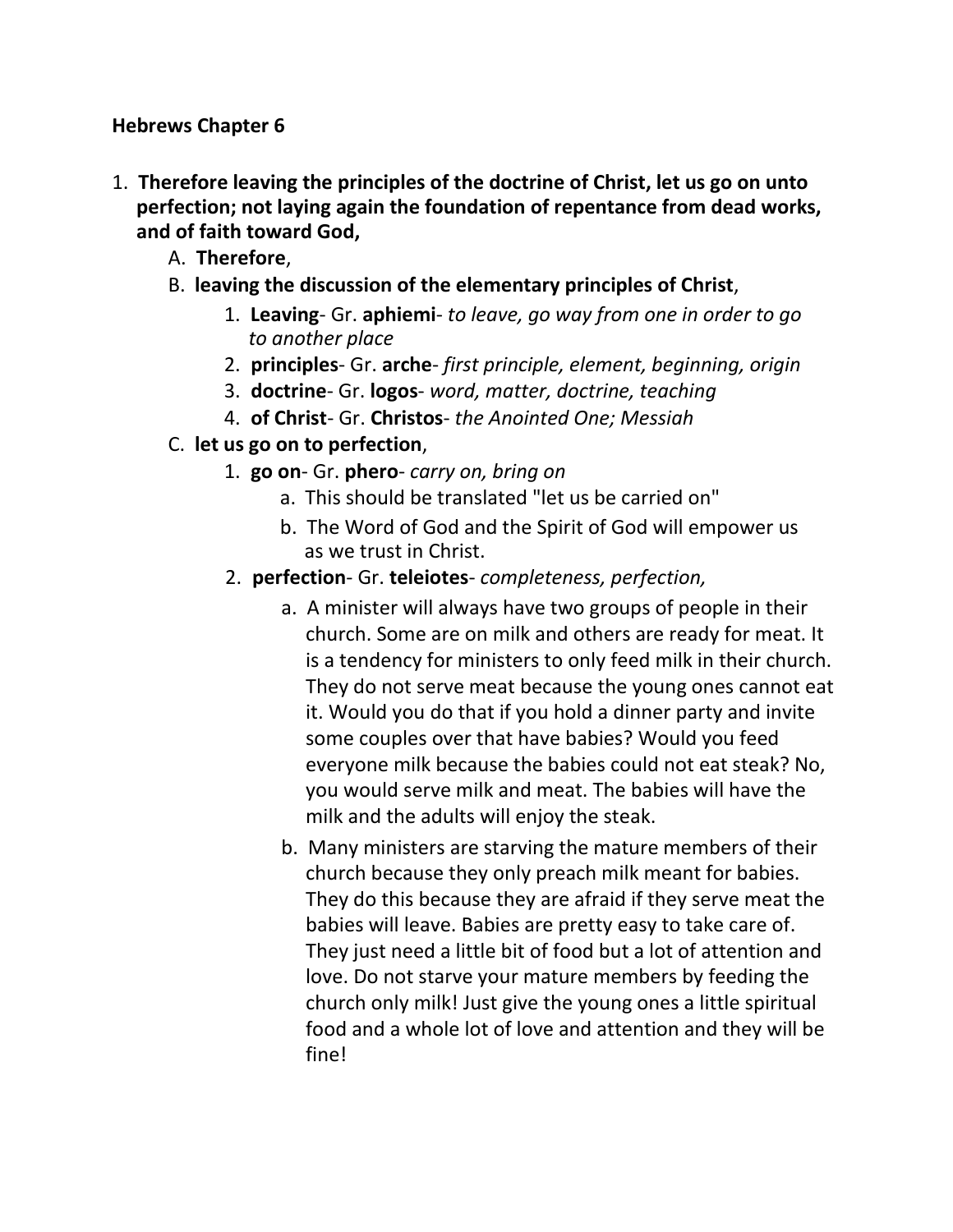**Hebrews Chapter 6**

1. **Therefore leaving the principles of the doctrine of Christ, let us go on unto perfection; not laying again the foundation of repentance from dead works, and of faith toward God,**
   A. **Therefore**,
   B. **leaving the discussion of the elementary principles of Christ**,
      1. **Leaving**- Gr. **aphiemi**- *to leave, go way from one in order to go to another place*
      2. **principles**- Gr. **arche**- *first principle, element, beginning, origin*
      3. **doctrine**- Gr. **logos**- *word, matter, doctrine, teaching*
      4. **of Christ**- Gr. **Christos**- *the Anointed One; Messiah*
   C. **let us go on to perfection**,
      1. **go on**- Gr. **phero**- *carry on, bring on*
         a. This should be translated "let us be carried on"
         b. The Word of God and the Spirit of God will empower us as we trust in Christ.
      2. **perfection**- Gr. **teleiotes**- *completeness, perfection,*
         a. A minister will always have two groups of people in their church. Some are on milk and others are ready for meat. It is a tendency for ministers to only feed milk in their church. They do not serve meat because the young ones cannot eat it. Would you do that if you hold a dinner party and invite some couples over that have babies? Would you feed everyone milk because the babies could not eat steak? No, you would serve milk and meat. The babies will have the milk and the adults will enjoy the steak.
         b. Many ministers are starving the mature members of their church because they only preach milk meant for babies. They do this because they are afraid if they serve meat the babies will leave. Babies are pretty easy to take care of. They just need a little bit of food but a lot of attention and love. Do not starve your mature members by feeding the church only milk! Just give the young ones a little spiritual food and a whole lot of love and attention and they will be fine!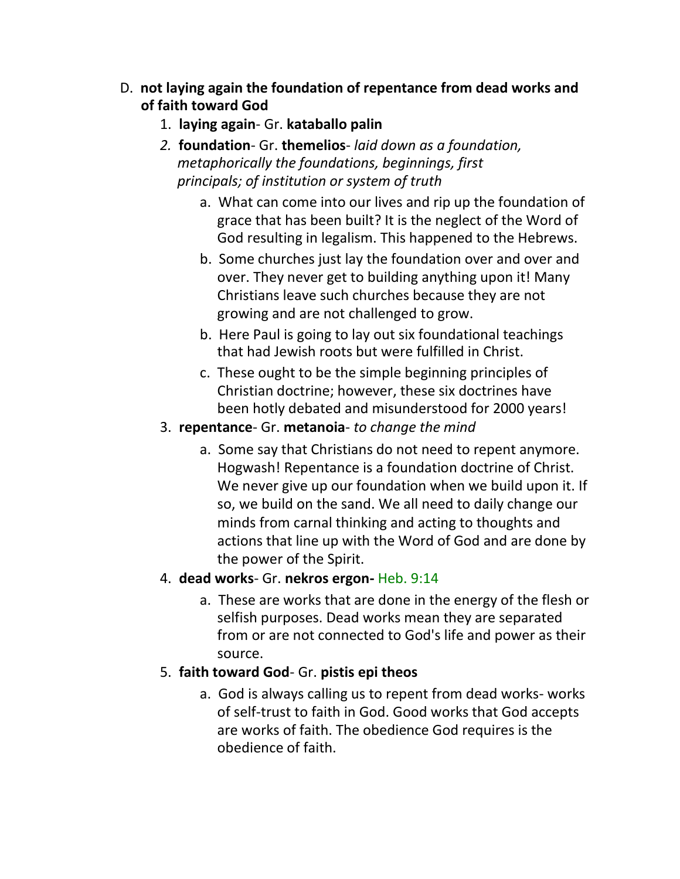D. **not laying again the foundation of repentance from dead works and of faith toward God**

1. **laying again**- Gr. **kataballo palin**
2. **foundation**- Gr. **themelios**- *laid down as a foundation, metaphorically the foundations, beginnings, first principals; of institution or system of truth*
    a. What can come into our lives and rip up the foundation of grace that has been built? It is the neglect of the Word of God resulting in legalism. This happened to the Hebrews.
    b. Some churches just lay the foundation over and over and over. They never get to building anything upon it! Many Christians leave such churches because they are not growing and are not challenged to grow.
    b. Here Paul is going to lay out six foundational teachings that had Jewish roots but were fulfilled in Christ.
    c. These ought to be the simple beginning principles of Christian doctrine; however, these six doctrines have been hotly debated and misunderstood for 2000 years!
3. **repentance**- Gr. **metanoia**- *to change the mind*
    a. Some say that Christians do not need to repent anymore. Hogwash! Repentance is a foundation doctrine of Christ. We never give up our foundation when we build upon it. If so, we build on the sand. We all need to daily change our minds from carnal thinking and acting to thoughts and actions that line up with the Word of God and are done by the power of the Spirit.
4. **dead works**- Gr. **nekros ergon-** Heb. 9:14
    a. These are works that are done in the energy of the flesh or selfish purposes. Dead works mean they are separated from or are not connected to God's life and power as their source.
5. **faith toward God**- Gr. **pistis epi theos**
    a. God is always calling us to repent from dead works- works of self-trust to faith in God. Good works that God accepts are works of faith. The obedience God requires is the obedience of faith.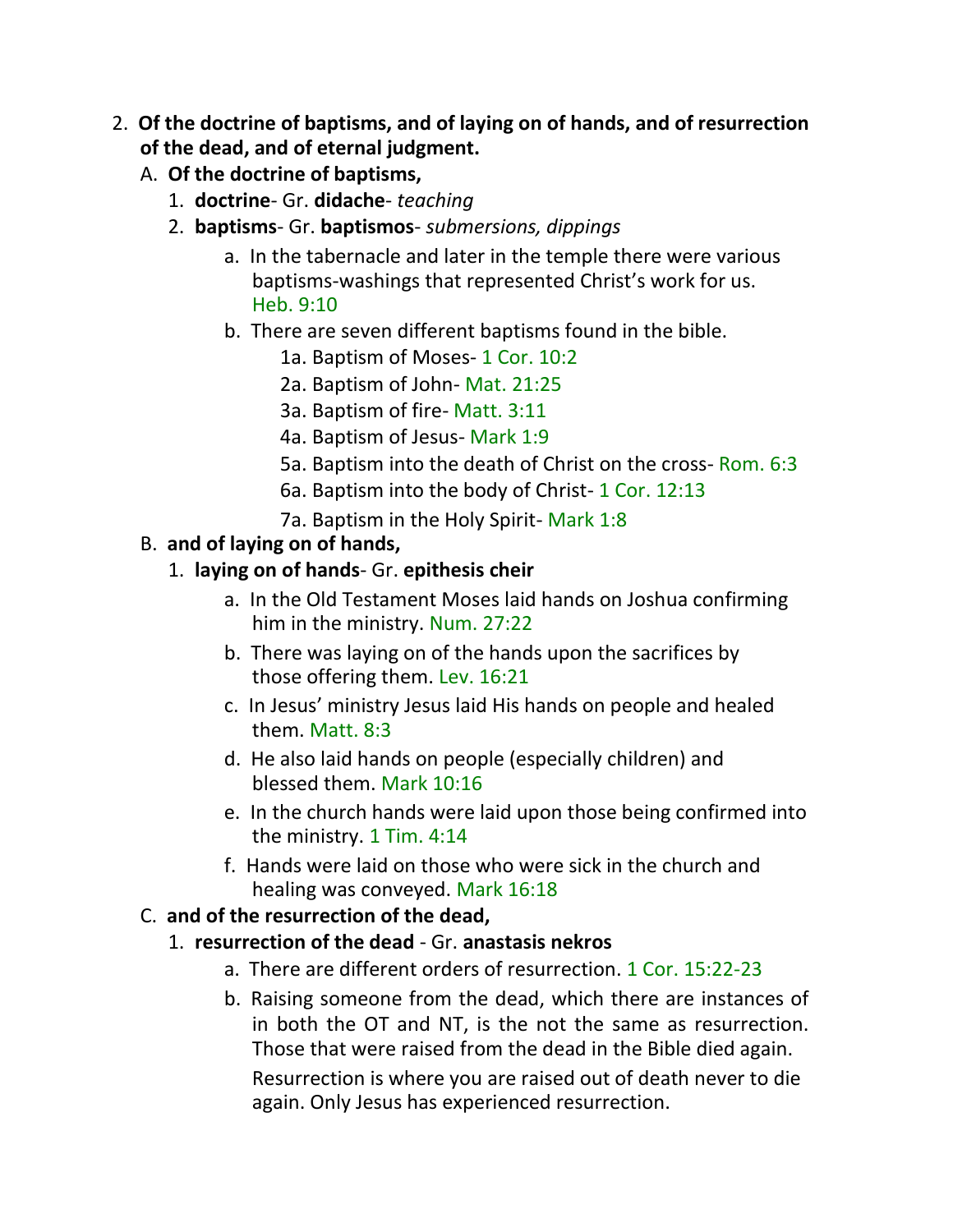2. **Of the doctrine of baptisms, and of laying on of hands, and of resurrection of the dead, and of eternal judgment.**
   A. **Of the doctrine of baptisms,**
      1. **doctrine**- Gr. **didache**- *teaching*
      2. **baptisms**- Gr. **baptismos**- *submersions, dippings*
         a. In the tabernacle and later in the temple there were various baptisms-washings that represented Christ's work for us. Heb. 9:10
         b. There are seven different baptisms found in the bible.
            1a. Baptism of Moses- 1 Cor. 10:2
            2a. Baptism of John- Mat. 21:25
            3a. Baptism of fire- Matt. 3:11
            4a. Baptism of Jesus- Mark 1:9
            5a. Baptism into the death of Christ on the cross- Rom. 6:3
            6a. Baptism into the body of Christ- 1 Cor. 12:13
            7a. Baptism in the Holy Spirit- Mark 1:8
   B. **and of laying on of hands,**
      1. **laying on of hands**- Gr. **epithesis cheir**
         a. In the Old Testament Moses laid hands on Joshua confirming him in the ministry. Num. 27:22
         b. There was laying on of the hands upon the sacrifices by those offering them. Lev. 16:21
         c. In Jesus' ministry Jesus laid His hands on people and healed them. Matt. 8:3
         d. He also laid hands on people (especially children) and blessed them. Mark 10:16
         e. In the church hands were laid upon those being confirmed into the ministry. 1 Tim. 4:14
         f. Hands were laid on those who were sick in the church and healing was conveyed. Mark 16:18
   C. **and of the resurrection of the dead,**
      1. **resurrection of the dead** - Gr. **anastasis nekros**
         a. There are different orders of resurrection. 1 Cor. 15:22-23
         b. Raising someone from the dead, which there are instances of in both the OT and NT, is the not the same as resurrection. Those that were raised from the dead in the Bible died again. Resurrection is where you are raised out of death never to die again. Only Jesus has experienced resurrection.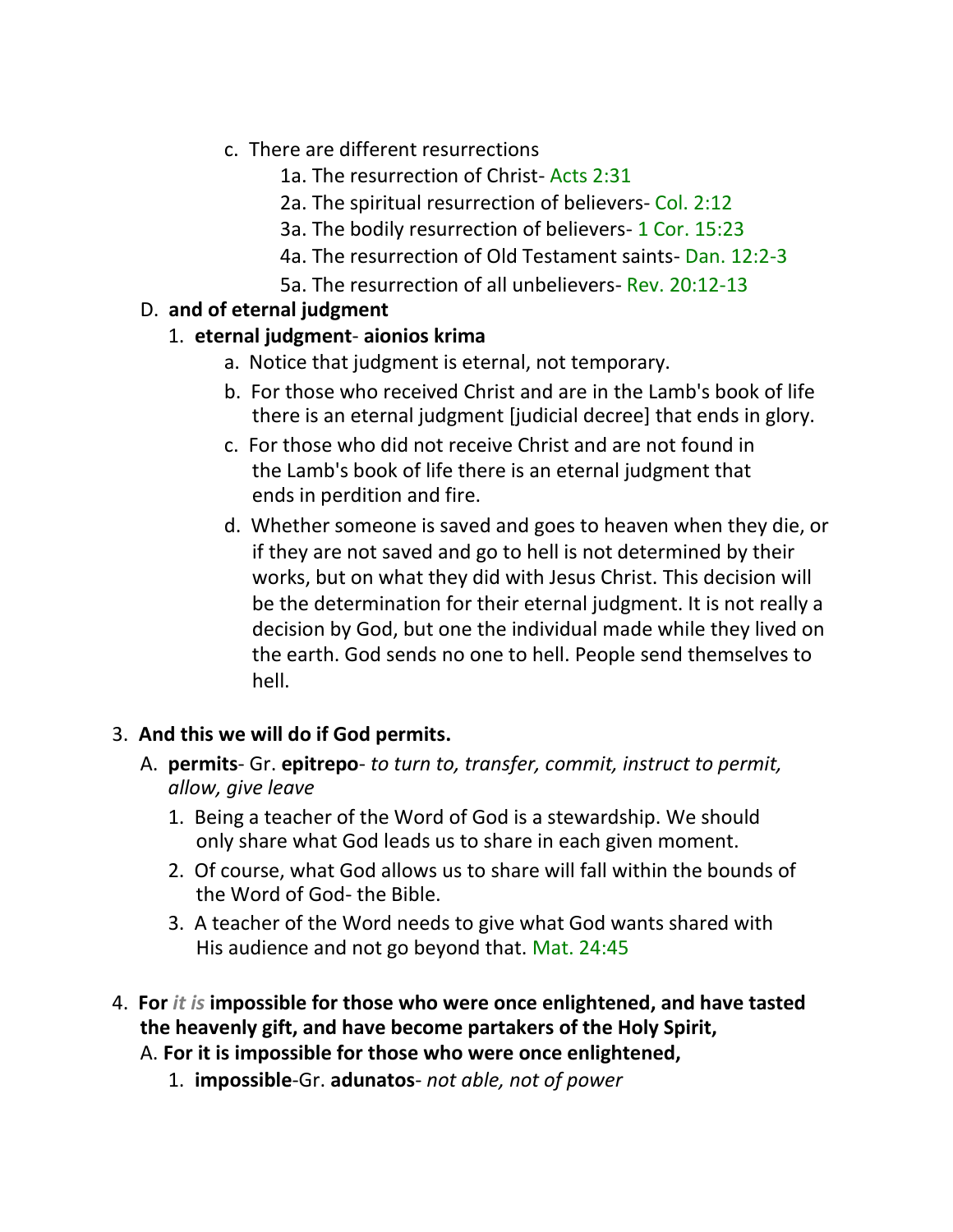c. There are different resurrections

1a. The resurrection of Christ- Acts 2:31

2a. The spiritual resurrection of believers- Col. 2:12

3a. The bodily resurrection of believers- 1 Cor. 15:23

4a. The resurrection of Old Testament saints- Dan. 12:2-3

5a. The resurrection of all unbelievers- Rev. 20:12-13

D. **and of eternal judgment**

1. **eternal judgment**- **aionios krima**

a. Notice that judgment is eternal, not temporary.

b. For those who received Christ and are in the Lamb's book of life there is an eternal judgment [judicial decree] that ends in glory.

c. For those who did not receive Christ and are not found in the Lamb's book of life there is an eternal judgment that ends in perdition and fire.

d. Whether someone is saved and goes to heaven when they die, or if they are not saved and go to hell is not determined by their works, but on what they did with Jesus Christ. This decision will be the determination for their eternal judgment. It is not really a decision by God, but one the individual made while they lived on the earth. God sends no one to hell. People send themselves to hell.

3. **And this we will do if God permits.**

A. **permits**- Gr. **epitrepo**- *to turn to, transfer, commit, instruct to permit, allow, give leave*

1. Being a teacher of the Word of God is a stewardship. We should only share what God leads us to share in each given moment.

2. Of course, what God allows us to share will fall within the bounds of the Word of God- the Bible.

3. A teacher of the Word needs to give what God wants shared with His audience and not go beyond that. Mat. 24:45

4. **For** ***it is*** **impossible for those who were once enlightened, and have tasted the heavenly gift, and have become partakers of the Holy Spirit,**

A. **For it is impossible for those who were once enlightened,**

1. **impossible**-Gr. **adunatos**- *not able, not of power*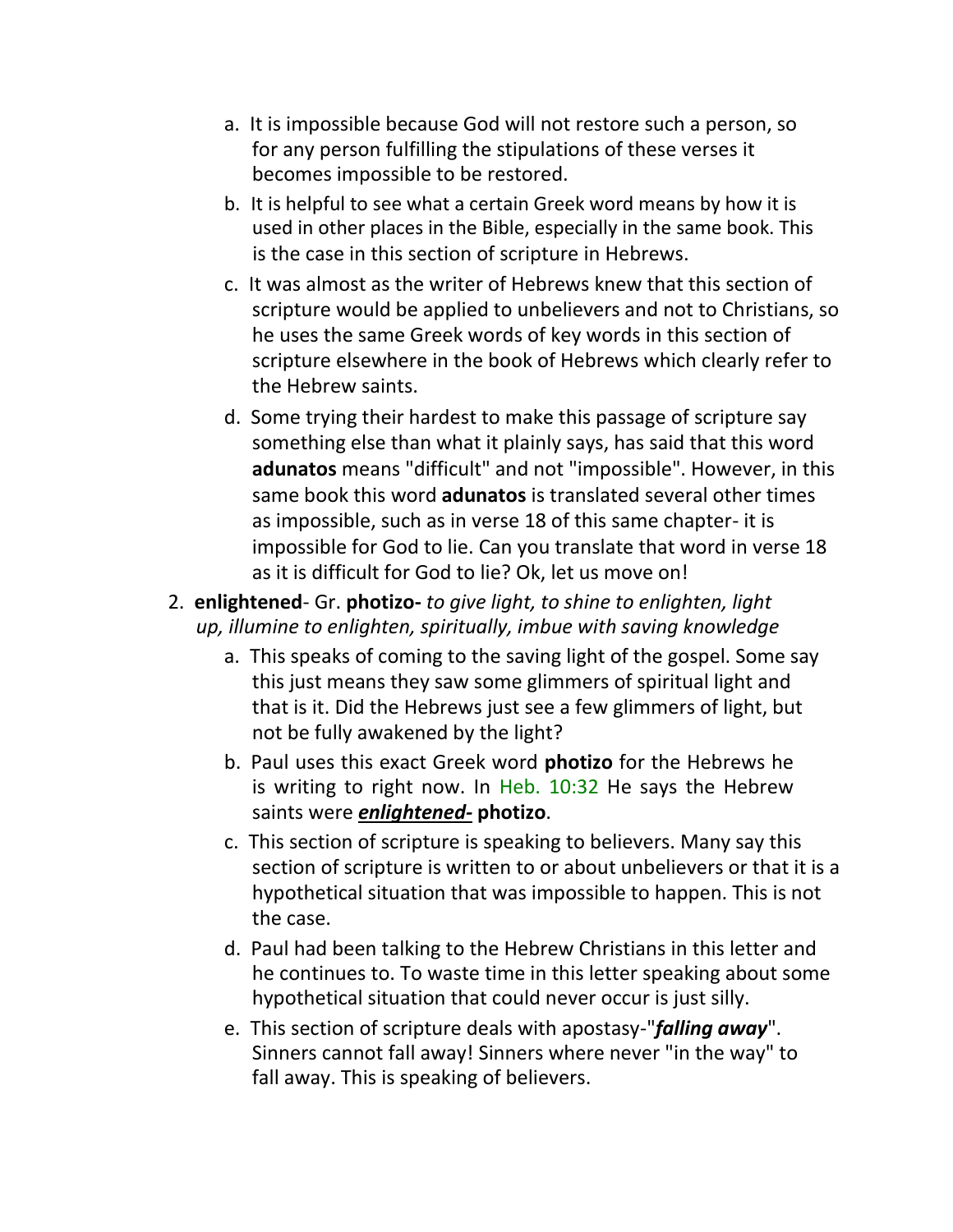a. It is impossible because God will not restore such a person, so for any person fulfilling the stipulations of these verses it becomes impossible to be restored.

b. It is helpful to see what a certain Greek word means by how it is used in other places in the Bible, especially in the same book. This is the case in this section of scripture in Hebrews.

c. It was almost as the writer of Hebrews knew that this section of scripture would be applied to unbelievers and not to Christians, so he uses the same Greek words of key words in this section of scripture elsewhere in the book of Hebrews which clearly refer to the Hebrew saints.

d. Some trying their hardest to make this passage of scripture say something else than what it plainly says, has said that this word **adunatos** means "difficult" and not "impossible". However, in this same book this word **adunatos** is translated several other times as impossible, such as in verse 18 of this same chapter- it is impossible for God to lie. Can you translate that word in verse 18 as it is difficult for God to lie? Ok, let us move on!

2. **enlightened**- Gr. **photizo-** *to give light, to shine to enlighten, light up, illumine to enlighten, spiritually, imbue with saving knowledge*

   a. This speaks of coming to the saving light of the gospel. Some say this just means they saw some glimmers of spiritual light and that is it. Did the Hebrews just see a few glimmers of light, but not be fully awakened by the light?

   b. Paul uses this exact Greek word **photizo** for the Hebrews he is writing to right now. In Heb. 10:32 He says the Hebrew saints were ***enlightened-*** **photizo**.

   c. This section of scripture is speaking to believers. Many say this section of scripture is written to or about unbelievers or that it is a hypothetical situation that was impossible to happen. This is not the case.

   d. Paul had been talking to the Hebrew Christians in this letter and he continues to. To waste time in this letter speaking about some hypothetical situation that could never occur is just silly.

   e. This section of scripture deals with apostasy-"***falling away***". Sinners cannot fall away! Sinners where never "in the way" to fall away. This is speaking of believers.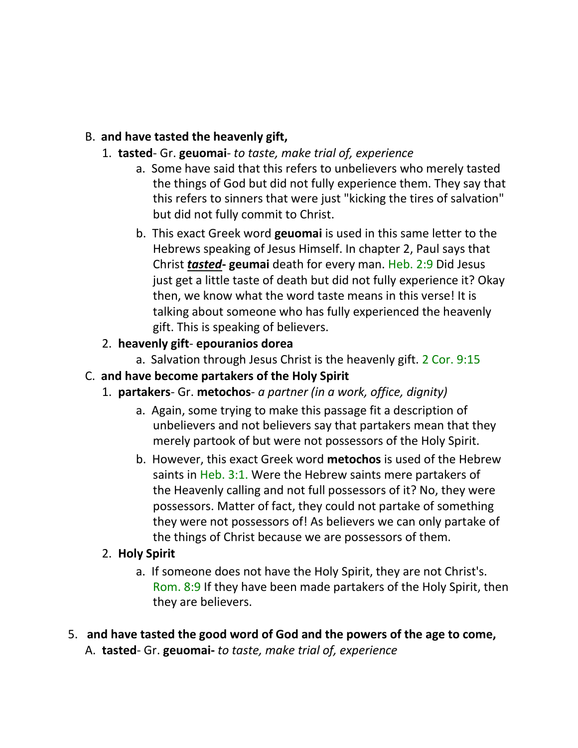B. **and have tasted the heavenly gift,**

1. **tasted**- Gr. **geuomai**- *to taste, make trial of, experience*

    a. Some have said that this refers to unbelievers who merely tasted the things of God but did not fully experience them. They say that this refers to sinners that were just "kicking the tires of salvation" but did not fully commit to Christ.

    b. This exact Greek word **geuomai** is used in this same letter to the Hebrews speaking of Jesus Himself. In chapter 2, Paul says that Christ ***tasted*- geumai** death for every man. Heb. 2:9 Did Jesus just get a little taste of death but did not fully experience it? Okay then, we know what the word taste means in this verse! It is talking about someone who has fully experienced the heavenly gift. This is speaking of believers.

2. **heavenly gift**- **epouranios dorea**

    a. Salvation through Jesus Christ is the heavenly gift. 2 Cor. 9:15

C. **and have become partakers of the Holy Spirit**

1. **partakers**- Gr. **metochos**- *a partner (in a work, office, dignity)*

    a. Again, some trying to make this passage fit a description of unbelievers and not believers say that partakers mean that they merely partook of but were not possessors of the Holy Spirit.

    b. However, this exact Greek word **metochos** is used of the Hebrew saints in Heb. 3:1. Were the Hebrew saints mere partakers of the Heavenly calling and not full possessors of it? No, they were possessors. Matter of fact, they could not partake of something they were not possessors of! As believers we can only partake of the things of Christ because we are possessors of them.

2. **Holy Spirit**

    a. If someone does not have the Holy Spirit, they are not Christ's. Rom. 8:9 If they have been made partakers of the Holy Spirit, then they are believers.

5. **and have tasted the good word of God and the powers of the age to come,**

A. **tasted**- Gr. **geuomai-** *to taste, make trial of, experience*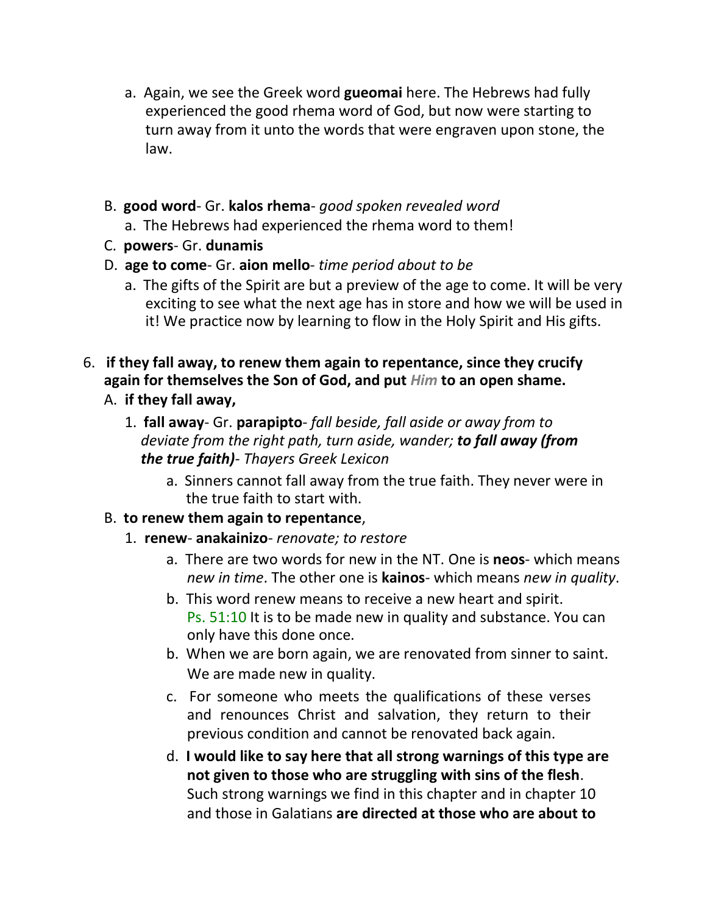a. Again, we see the Greek word **gueomai** here. The Hebrews had fully experienced the good rhema word of God, but now were starting to turn away from it unto the words that were engraven upon stone, the law.

B. **good word**- Gr. **kalos rhema**- *good spoken revealed word*
   a. The Hebrews had experienced the rhema word to them!

C. **powers**- Gr. **dunamis**

D. **age to come**- Gr. **aion mello**- *time period about to be*
   a. The gifts of the Spirit are but a preview of the age to come. It will be very exciting to see what the next age has in store and how we will be used in it! We practice now by learning to flow in the Holy Spirit and His gifts.

6. **if they fall away, to renew them again to repentance, since they crucify again for themselves the Son of God, and put *Him* to an open shame.**

   A. **if they fall away,**
      1. **fall away**- Gr. **parapipto**- *fall beside, fall aside or away from to deviate from the right path, turn aside, wander;* ***to fall away (from the true faith)****- Thayers Greek Lexicon*
         a. Sinners cannot fall away from the true faith. They never were in the true faith to start with.

   B. **to renew them again to repentance**,
      1. **renew**- **anakainizo**- *renovate; to restore*
         a. There are two words for new in the NT. One is **neos**- which means *new in time*. The other one is **kainos**- which means *new in quality*.
         b. This word renew means to receive a new heart and spirit. Ps. 51:10 It is to be made new in quality and substance. You can only have this done once.
         b. When we are born again, we are renovated from sinner to saint. We are made new in quality.
         c. For someone who meets the qualifications of these verses and renounces Christ and salvation, they return to their previous condition and cannot be renovated back again.
         d. **I would like to say here that all strong warnings of this type are not given to those who are struggling with sins of the flesh**. Such strong warnings we find in this chapter and in chapter 10 and those in Galatians **are directed at those who are about to**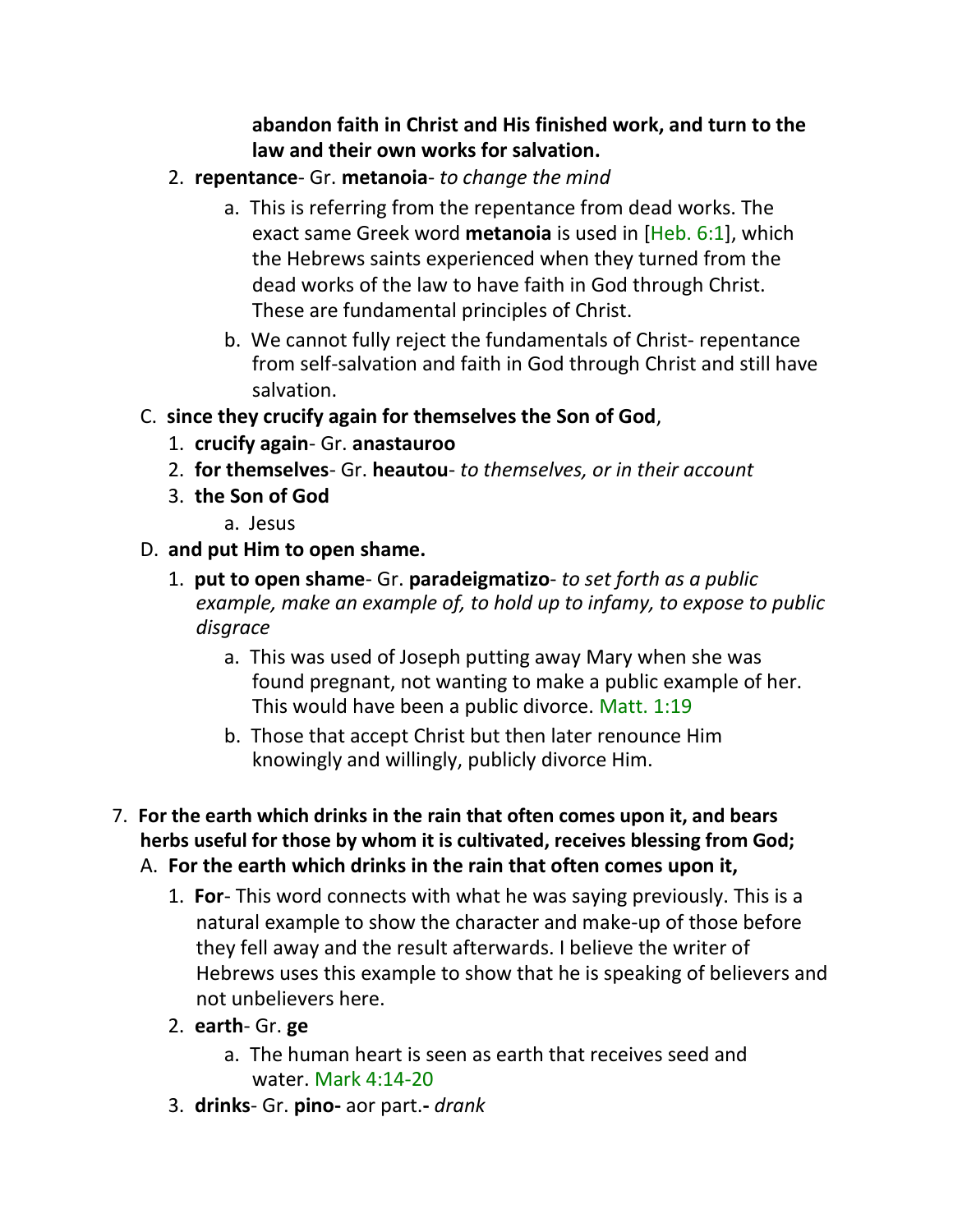**abandon faith in Christ and His finished work, and turn to the law and their own works for salvation.**

2. **repentance**- Gr. **metanoia**- *to change the mind*
   a. This is referring from the repentance from dead works. The exact same Greek word **metanoia** is used in [Heb. 6:1], which the Hebrews saints experienced when they turned from the dead works of the law to have faith in God through Christ. These are fundamental principles of Christ.
   b. We cannot fully reject the fundamentals of Christ- repentance from self-salvation and faith in God through Christ and still have salvation.

C. **since they crucify again for themselves the Son of God**,
   1. **crucify again**- Gr. **anastauroo**
   2. **for themselves**- Gr. **heautou**- *to themselves, or in their account*
   3. **the Son of God**
      a. Jesus

D. **and put Him to open shame.**
   1. **put to open shame**- Gr. **paradeigmatizo**- *to set forth as a public example, make an example of, to hold up to infamy, to expose to public disgrace*
      a. This was used of Joseph putting away Mary when she was found pregnant, not wanting to make a public example of her. This would have been a public divorce. Matt. 1:19
      b. Those that accept Christ but then later renounce Him knowingly and willingly, publicly divorce Him.

7. **For the earth which drinks in the rain that often comes upon it, and bears herbs useful for those by whom it is cultivated, receives blessing from God;**
   A. **For the earth which drinks in the rain that often comes upon it,**
      1. **For**- This word connects with what he was saying previously. This is a natural example to show the character and make-up of those before they fell away and the result afterwards. I believe the writer of Hebrews uses this example to show that he is speaking of believers and not unbelievers here.
      2. **earth**- Gr. **ge**
         a. The human heart is seen as earth that receives seed and water. Mark 4:14-20
      3. **drinks**- Gr. **pino-** aor part.**-** *drank*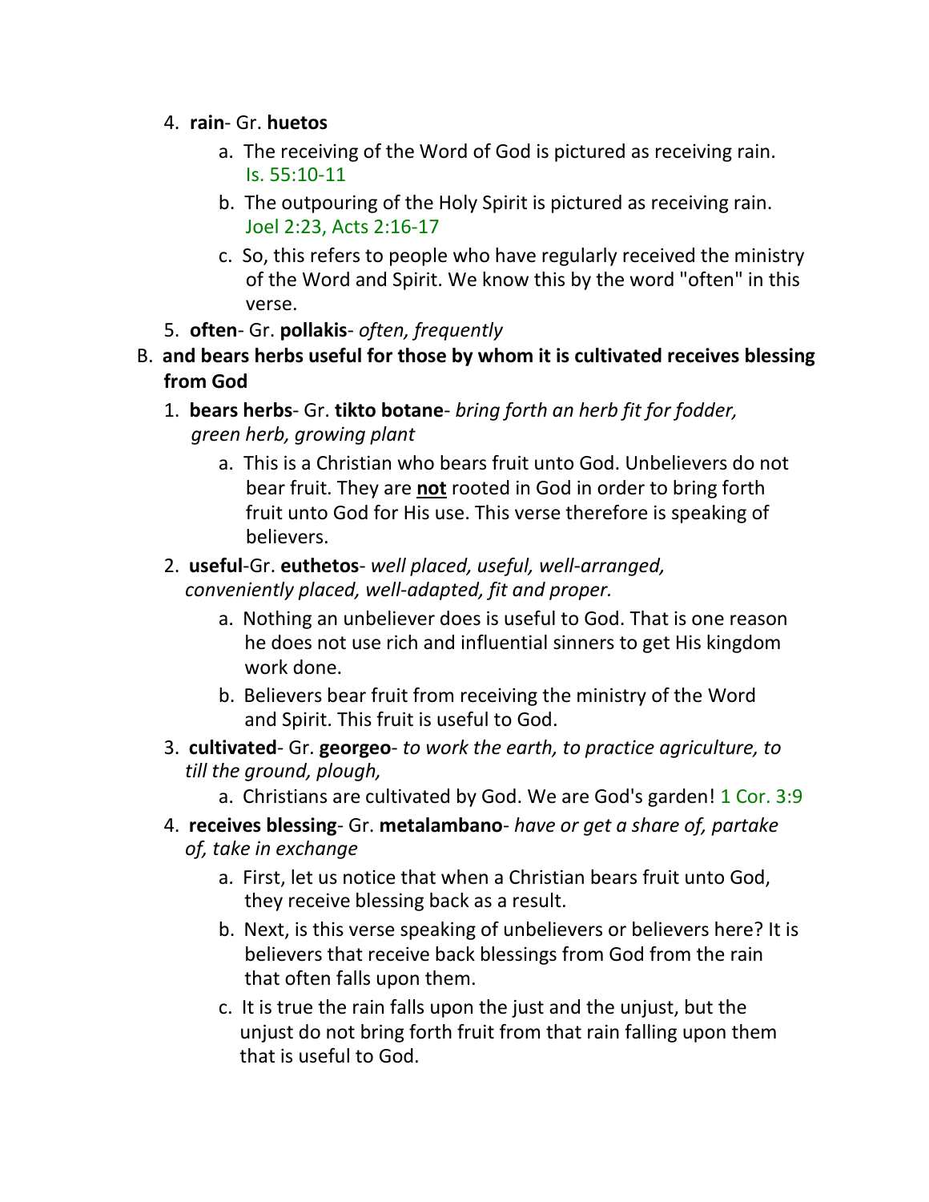4. **rain**- Gr. **huetos**
    a. The receiving of the Word of God is pictured as receiving rain. Is. 55:10-11
    b. The outpouring of the Holy Spirit is pictured as receiving rain. Joel 2:23, Acts 2:16-17
    c. So, this refers to people who have regularly received the ministry of the Word and Spirit. We know this by the word "often" in this verse.
5. **often**- Gr. **pollakis**- *often, frequently*

B. **and bears herbs useful for those by whom it is cultivated receives blessing from God**

1. **bears herbs**- Gr. **tikto botane**- *bring forth an herb fit for fodder, green herb, growing plant*
    a. This is a Christian who bears fruit unto God. Unbelievers do not bear fruit. They are **not** rooted in God in order to bring forth fruit unto God for His use. This verse therefore is speaking of believers.
2. **useful**-Gr. **euthetos**- *well placed, useful, well-arranged, conveniently placed, well-adapted, fit and proper.*
    a. Nothing an unbeliever does is useful to God. That is one reason he does not use rich and influential sinners to get His kingdom work done.
    b. Believers bear fruit from receiving the ministry of the Word and Spirit. This fruit is useful to God.
3. **cultivated**- Gr. **georgeo**- *to work the earth, to practice agriculture, to till the ground, plough,*
    a. Christians are cultivated by God. We are God's garden! 1 Cor. 3:9
4. **receives blessing**- Gr. **metalambano**- *have or get a share of, partake of, take in exchange*
    a. First, let us notice that when a Christian bears fruit unto God, they receive blessing back as a result.
    b. Next, is this verse speaking of unbelievers or believers here? It is believers that receive back blessings from God from the rain that often falls upon them.
    c. It is true the rain falls upon the just and the unjust, but the unjust do not bring forth fruit from that rain falling upon them that is useful to God.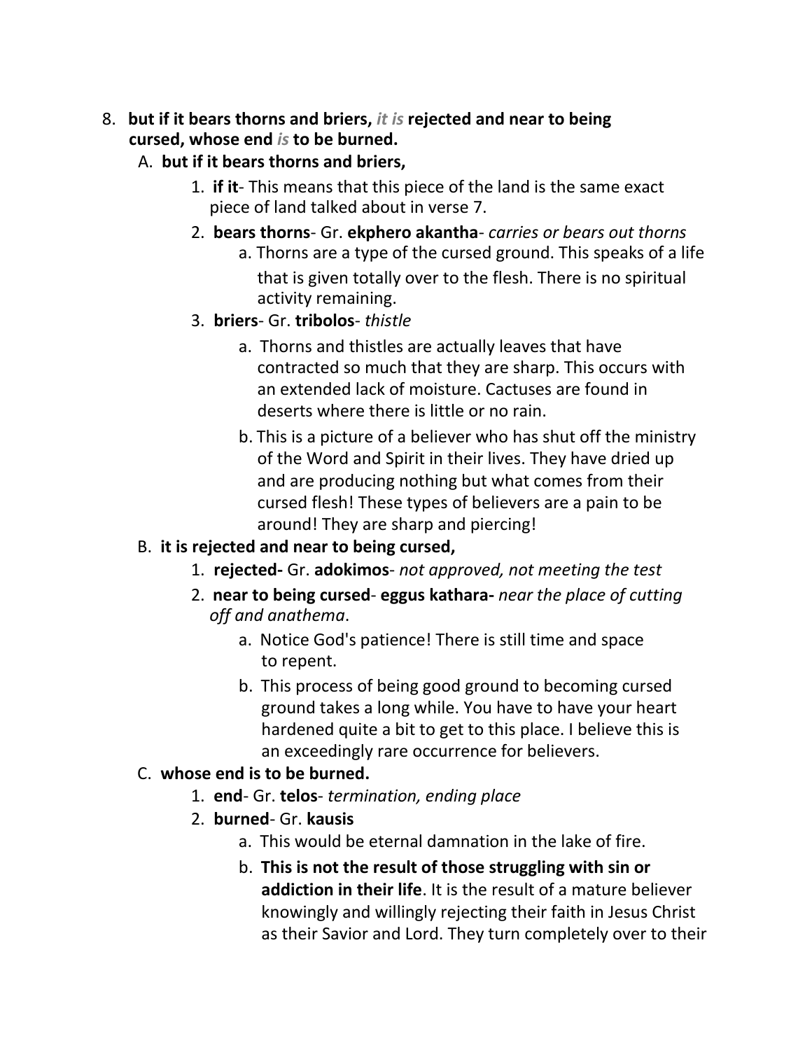8. **but if it bears thorns and briers,** ***it is*** **rejected and near to being cursed, whose end** ***is*** **to be burned.**

   A. **but if it bears thorns and briers,**

      1. **if it**- This means that this piece of the land is the same exact piece of land talked about in verse 7.
      2. **bears thorns**- Gr. **ekphero akantha**- *carries or bears out thorns*
         a. Thorns are a type of the cursed ground. This speaks of a life that is given totally over to the flesh. There is no spiritual activity remaining.
      3. **briers**- Gr. **tribolos**- *thistle*
         a. Thorns and thistles are actually leaves that have contracted so much that they are sharp. This occurs with an extended lack of moisture. Cactuses are found in deserts where there is little or no rain.
         b. This is a picture of a believer who has shut off the ministry of the Word and Spirit in their lives. They have dried up and are producing nothing but what comes from their cursed flesh! These types of believers are a pain to be around! They are sharp and piercing!

   B. **it is rejected and near to being cursed,**

      1. **rejected-** Gr. **adokimos**- *not approved, not meeting the test*
      2. **near to being cursed**- **eggus kathara-** *near the place of cutting off and anathema*.
         a. Notice God's patience! There is still time and space to repent.
         b. This process of being good ground to becoming cursed ground takes a long while. You have to have your heart hardened quite a bit to get to this place. I believe this is an exceedingly rare occurrence for believers.

   C. **whose end is to be burned.**

      1. **end**- Gr. **telos**- *termination, ending place*
      2. **burned**- Gr. **kausis**
         a. This would be eternal damnation in the lake of fire.
         b. **This is not the result of those struggling with sin or addiction in their life**. It is the result of a mature believer knowingly and willingly rejecting their faith in Jesus Christ as their Savior and Lord. They turn completely over to their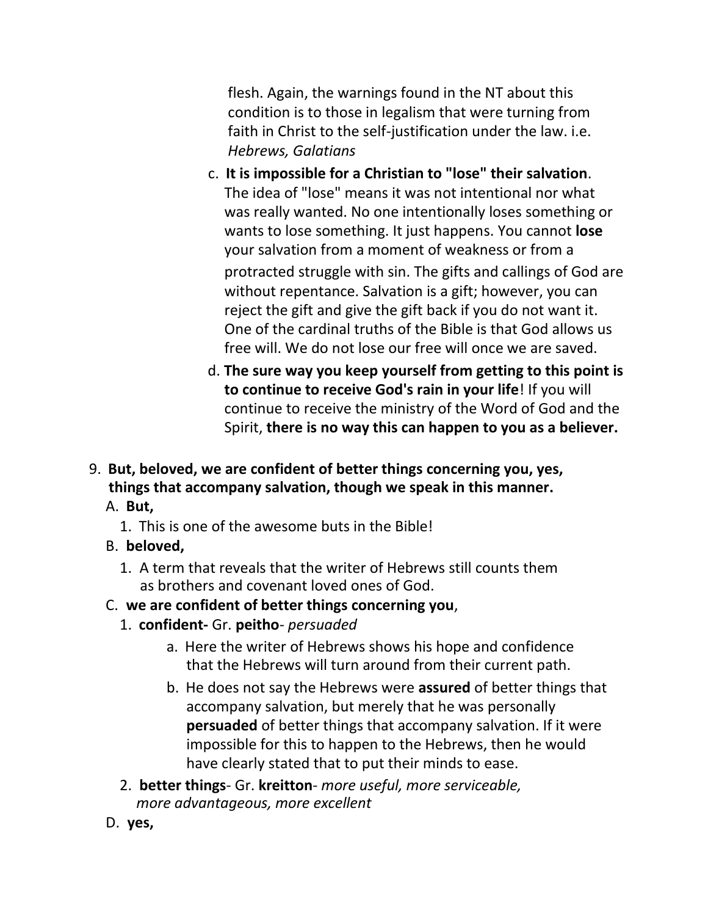flesh. Again, the warnings found in the NT about this condition is to those in legalism that were turning from faith in Christ to the self-justification under the law. i.e. *Hebrews, Galatians*

c. **It is impossible for a Christian to "lose" their salvation**. The idea of "lose" means it was not intentional nor what was really wanted. No one intentionally loses something or wants to lose something. It just happens. You cannot **lose** your salvation from a moment of weakness or from a protracted struggle with sin. The gifts and callings of God are without repentance. Salvation is a gift; however, you can reject the gift and give the gift back if you do not want it. One of the cardinal truths of the Bible is that God allows us free will. We do not lose our free will once we are saved.

d. **The sure way you keep yourself from getting to this point is to continue to receive God's rain in your life**! If you will continue to receive the ministry of the Word of God and the Spirit, **there is no way this can happen to you as a believer.**

9. **But, beloved, we are confident of better things concerning you, yes, things that accompany salvation, though we speak in this manner.**

A. **But,**

1. This is one of the awesome buts in the Bible!

B. **beloved,**

1. A term that reveals that the writer of Hebrews still counts them as brothers and covenant loved ones of God.

C. **we are confident of better things concerning you**,

1. **confident-** Gr. **peitho**- *persuaded*

a. Here the writer of Hebrews shows his hope and confidence that the Hebrews will turn around from their current path.

b. He does not say the Hebrews were **assured** of better things that accompany salvation, but merely that he was personally **persuaded** of better things that accompany salvation. If it were impossible for this to happen to the Hebrews, then he would have clearly stated that to put their minds to ease.

2. **better things**- Gr. **kreitton**- *more useful, more serviceable, more advantageous, more excellent*

D. **yes,**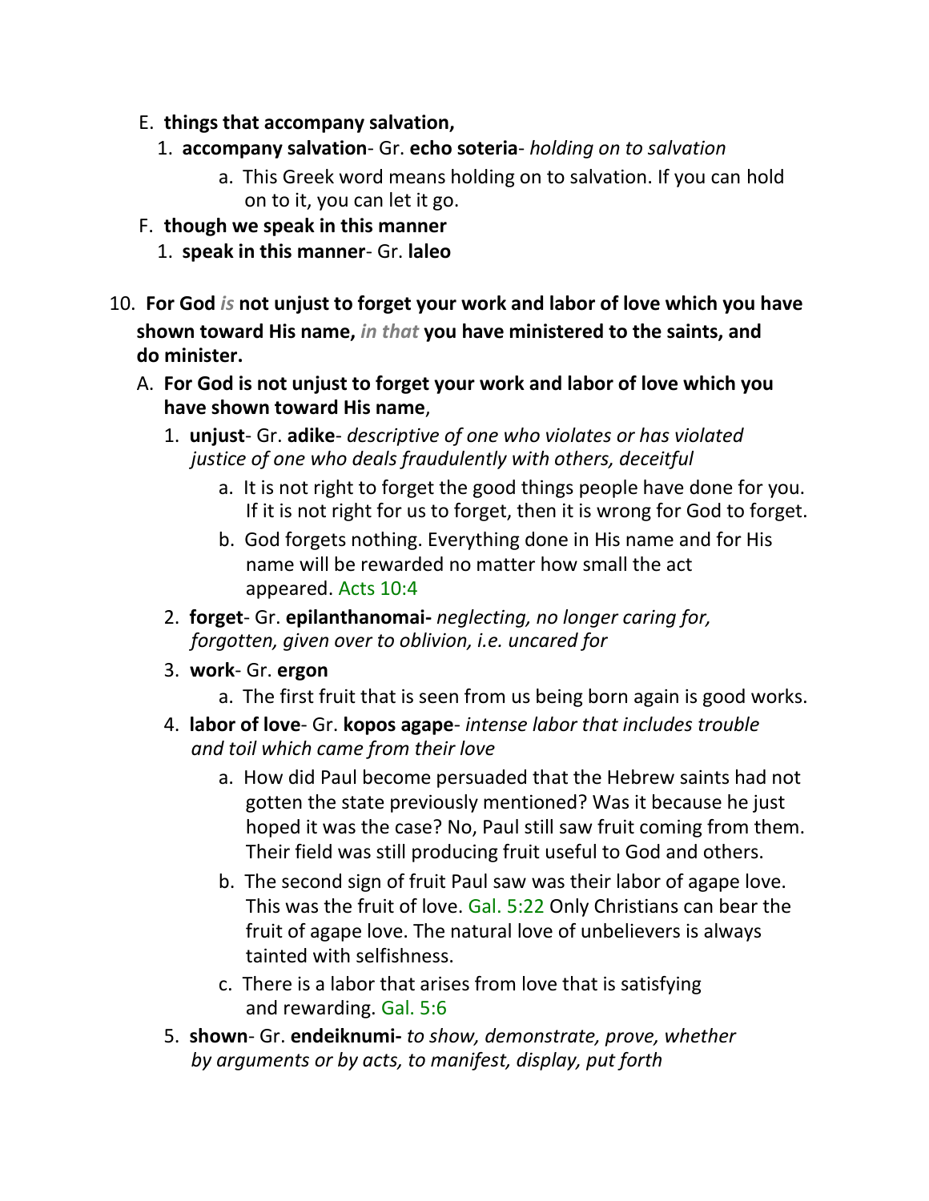E. **things that accompany salvation,**

   1. **accompany salvation**- Gr. **echo soteria**- *holding on to salvation*

      a. This Greek word means holding on to salvation. If you can hold on to it, you can let it go.

F. **though we speak in this manner**

   1. **speak in this manner**- Gr. **laleo**

10. **For God** ***is*** **not unjust to forget your work and labor of love which you have shown toward His name,** ***in that*** **you have ministered to the saints, and do minister.**

   A. **For God is not unjust to forget your work and labor of love which you have shown toward His name**,

      1. **unjust**- Gr. **adike**- *descriptive of one who violates or has violated justice of one who deals fraudulently with others, deceitful*

         a. It is not right to forget the good things people have done for you. If it is not right for us to forget, then it is wrong for God to forget.

         b. God forgets nothing. Everything done in His name and for His name will be rewarded no matter how small the act appeared. Acts 10:4

      2. **forget**- Gr. **epilanthanomai-** *neglecting, no longer caring for, forgotten, given over to oblivion, i.e. uncared for*

      3. **work**- Gr. **ergon**

         a. The first fruit that is seen from us being born again is good works.

      4. **labor of love**- Gr. **kopos agape**- *intense labor that includes trouble and toil which came from their love*

         a. How did Paul become persuaded that the Hebrew saints had not gotten the state previously mentioned? Was it because he just hoped it was the case? No, Paul still saw fruit coming from them. Their field was still producing fruit useful to God and others.

         b. The second sign of fruit Paul saw was their labor of agape love. This was the fruit of love. Gal. 5:22 Only Christians can bear the fruit of agape love. The natural love of unbelievers is always tainted with selfishness.

         c. There is a labor that arises from love that is satisfying and rewarding. Gal. 5:6

      5. **shown**- Gr. **endeiknumi-** *to show, demonstrate, prove, whether by arguments or by acts, to manifest, display, put forth*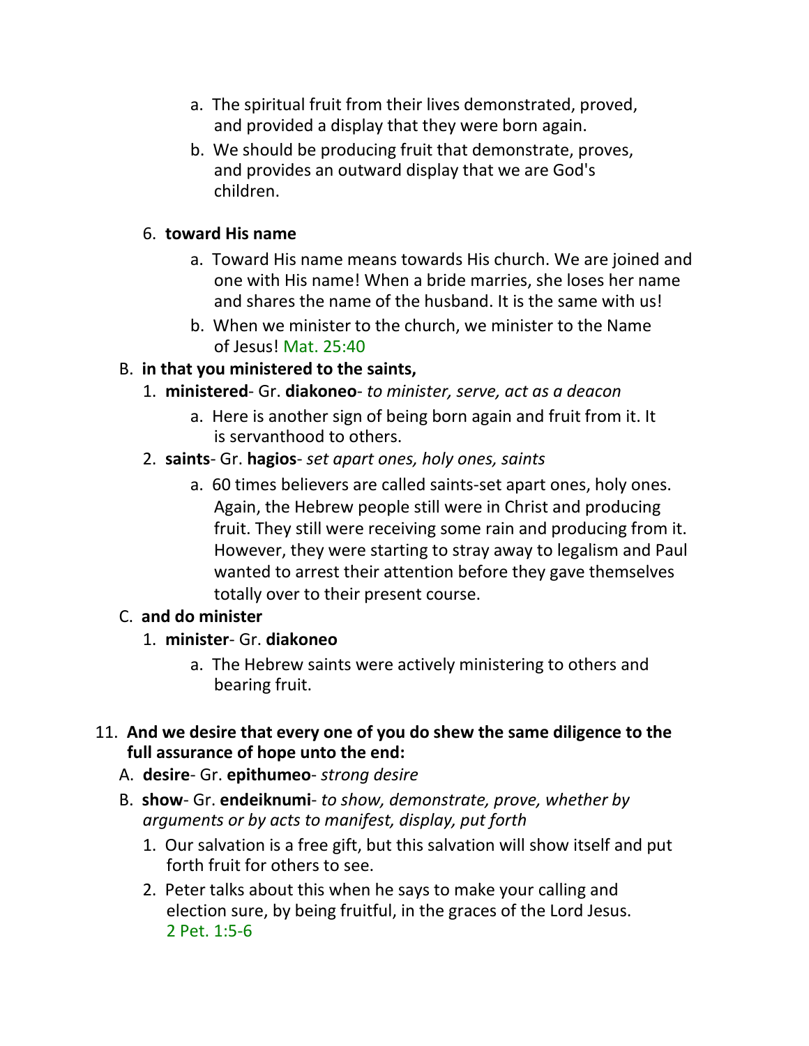a. The spiritual fruit from their lives demonstrated, proved, and provided a display that they were born again.
   b. We should be producing fruit that demonstrate, proves, and provides an outward display that we are God's children.

6. **toward His name**
   a. Toward His name means towards His church. We are joined and one with His name! When a bride marries, she loses her name and shares the name of the husband. It is the same with us!
   b. When we minister to the church, we minister to the Name of Jesus! Mat. 25:40

B. **in that you ministered to the saints,**
   1. **ministered**- Gr. **diakoneo**- *to minister, serve, act as a deacon*
      a. Here is another sign of being born again and fruit from it. It is servanthood to others.
   2. **saints**- Gr. **hagios**- *set apart ones, holy ones, saints*
      a. 60 times believers are called saints-set apart ones, holy ones. Again, the Hebrew people still were in Christ and producing fruit. They still were receiving some rain and producing from it. However, they were starting to stray away to legalism and Paul wanted to arrest their attention before they gave themselves totally over to their present course.

C. **and do minister**
   1. **minister**- Gr. **diakoneo**
      a. The Hebrew saints were actively ministering to others and bearing fruit.

11. **And we desire that every one of you do shew the same diligence to the full assurance of hope unto the end:**
   A. **desire**- Gr. **epithumeo**- *strong desire*
   B. **show**- Gr. **endeiknumi**- *to show, demonstrate, prove, whether by arguments or by acts to manifest, display, put forth*
      1. Our salvation is a free gift, but this salvation will show itself and put forth fruit for others to see.
      2. Peter talks about this when he says to make your calling and election sure, by being fruitful, in the graces of the Lord Jesus. 2 Pet. 1:5-6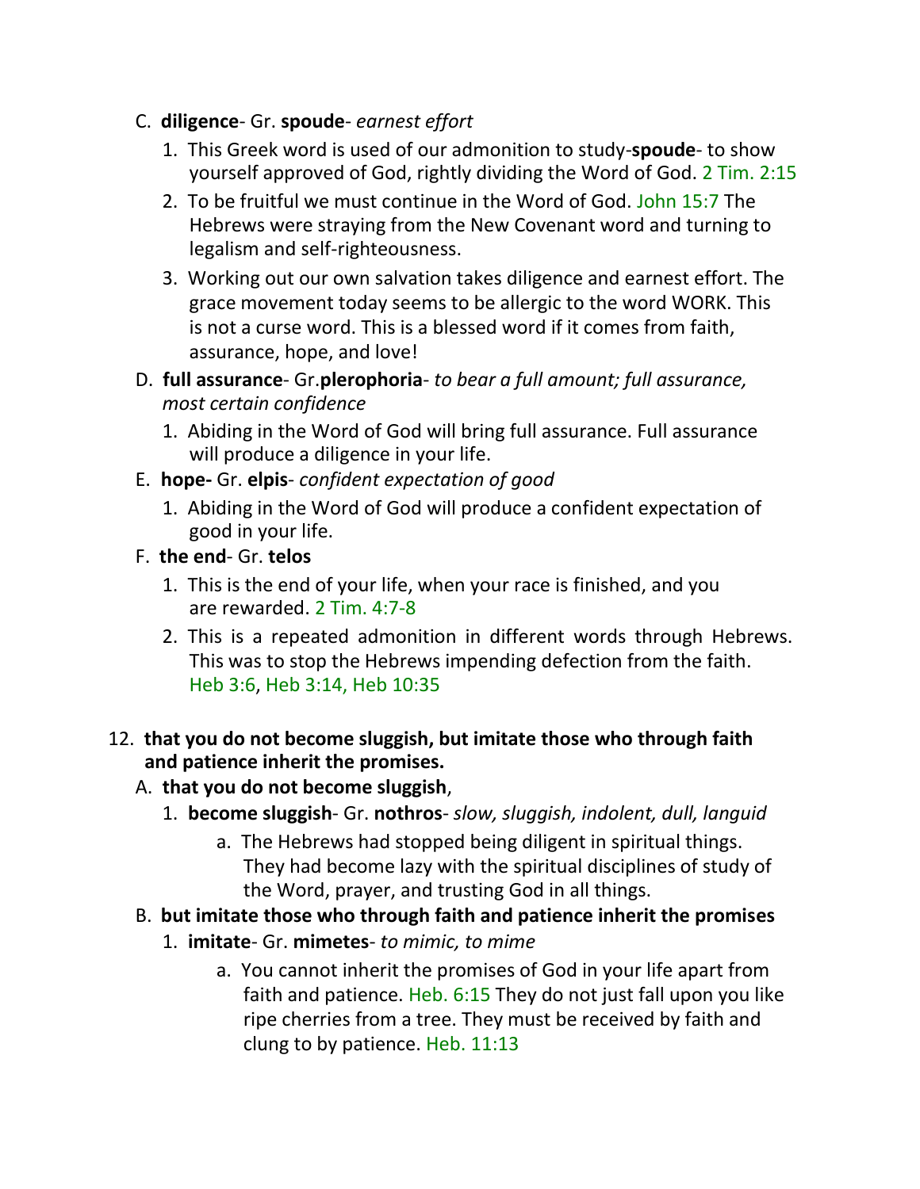C. **diligence**- Gr. **spoude**- *earnest effort*

   1. This Greek word is used of our admonition to study-**spoude**- to show yourself approved of God, rightly dividing the Word of God. 2 Tim. 2:15
   2. To be fruitful we must continue in the Word of God. John 15:7 The Hebrews were straying from the New Covenant word and turning to legalism and self-righteousness.
   3. Working out our own salvation takes diligence and earnest effort. The grace movement today seems to be allergic to the word WORK. This is not a curse word. This is a blessed word if it comes from faith, assurance, hope, and love!

D. **full assurance**- Gr.**plerophoria**- *to bear a full amount; full assurance, most certain confidence*

   1. Abiding in the Word of God will bring full assurance. Full assurance will produce a diligence in your life.

E. **hope-** Gr. **elpis**- *confident expectation of good*

   1. Abiding in the Word of God will produce a confident expectation of good in your life.

F. **the end**- Gr. **telos**

   1. This is the end of your life, when your race is finished, and you are rewarded. 2 Tim. 4:7-8
   2. This is a repeated admonition in different words through Hebrews. This was to stop the Hebrews impending defection from the faith. Heb 3:6, Heb 3:14, Heb 10:35

12. **that you do not become sluggish, but imitate those who through faith and patience inherit the promises.**

   A. **that you do not become sluggish**,

      1. **become sluggish**- Gr. **nothros**- *slow, sluggish, indolent, dull, languid*

         a. The Hebrews had stopped being diligent in spiritual things. They had become lazy with the spiritual disciplines of study of the Word, prayer, and trusting God in all things.

   B. **but imitate those who through faith and patience inherit the promises**

      1. **imitate**- Gr. **mimetes**- *to mimic, to mime*

         a. You cannot inherit the promises of God in your life apart from faith and patience. Heb. 6:15 They do not just fall upon you like ripe cherries from a tree. They must be received by faith and clung to by patience. Heb. 11:13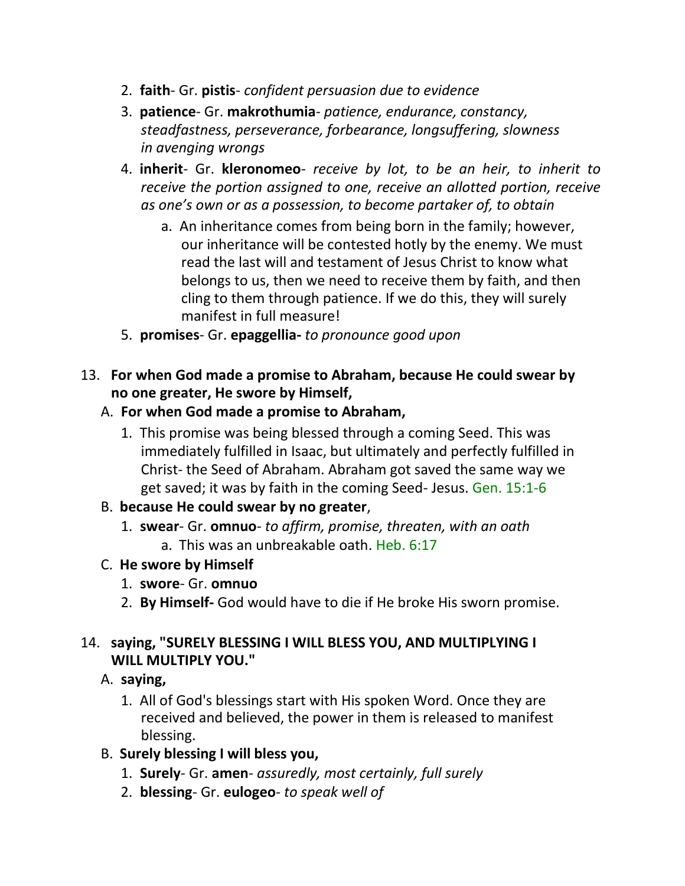2. **faith**- Gr. **pistis**- *confident persuasion due to evidence*
3. **patience**- Gr. **makrothumia**- *patience, endurance, constancy, steadfastness, perseverance, forbearance, longsuffering, slowness in avenging wrongs*
4. **inherit**- Gr. **kleronomeo**- *receive by lot, to be an heir, to inherit to receive the portion assigned to one, receive an allotted portion, receive as one's own or as a possession, to become partaker of, to obtain*
   a. An inheritance comes from being born in the family; however, our inheritance will be contested hotly by the enemy. We must read the last will and testament of Jesus Christ to know what belongs to us, then we need to receive them by faith, and then cling to them through patience. If we do this, they will surely manifest in full measure!
5. **promises**- Gr. **epaggellia-** *to pronounce good upon*

13. **For when God made a promise to Abraham, because He could swear by no one greater, He swore by Himself,**
   A. **For when God made a promise to Abraham,**
      1. This promise was being blessed through a coming Seed. This was immediately fulfilled in Isaac, but ultimately and perfectly fulfilled in Christ- the Seed of Abraham. Abraham got saved the same way we get saved; it was by faith in the coming Seed- Jesus. Gen. 15:1-6
   B. **because He could swear by no greater**,
      1. **swear**- Gr. **omnuo**- *to affirm, promise, threaten, with an oath*
         a. This was an unbreakable oath. Heb. 6:17
   C. **He swore by Himself**
      1. **swore**- Gr. **omnuo**
      2. **By Himself-** God would have to die if He broke His sworn promise.

14. **saying, "SURELY BLESSING I WILL BLESS YOU, AND MULTIPLYING I WILL MULTIPLY YOU."**
   A. **saying,**
      1. All of God's blessings start with His spoken Word. Once they are received and believed, the power in them is released to manifest blessing.
   B. **Surely blessing I will bless you,**
      1. **Surely**- Gr. **amen**- *assuredly, most certainly, full surely*
      2. **blessing**- Gr. **eulogeo**- *to speak well of*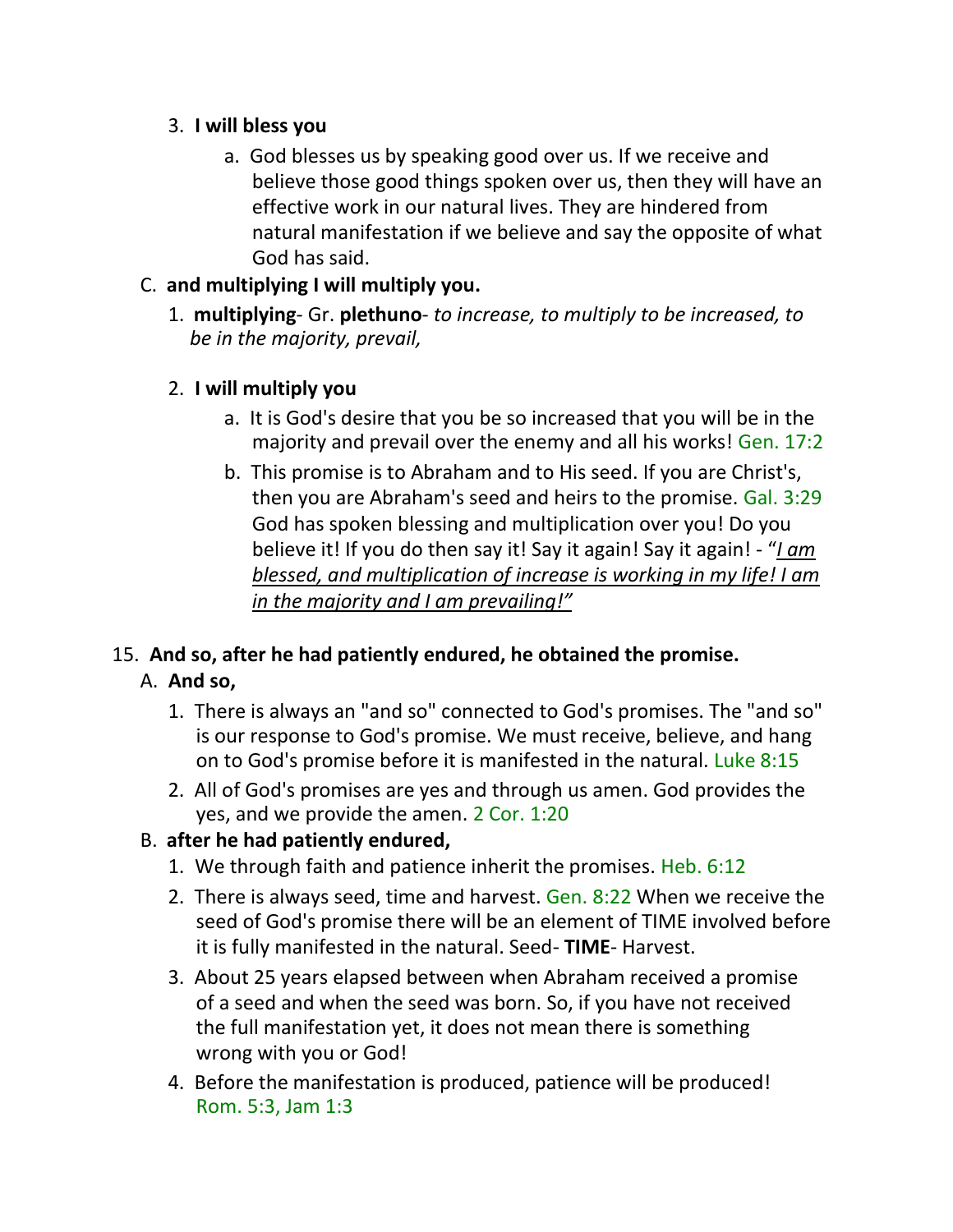3. **I will bless you**
    a. God blesses us by speaking good over us. If we receive and believe those good things spoken over us, then they will have an effective work in our natural lives. They are hindered from natural manifestation if we believe and say the opposite of what God has said.

C. **and multiplying I will multiply you.**

1. **multiplying**- Gr. **plethuno**- *to increase, to multiply to be increased, to be in the majority, prevail,*

2. **I will multiply you**
    a. It is God's desire that you be so increased that you will be in the majority and prevail over the enemy and all his works! Gen. 17:2
    b. This promise is to Abraham and to His seed. If you are Christ's, then you are Abraham's seed and heirs to the promise. Gal. 3:29 God has spoken blessing and multiplication over you! Do you believe it! If you do then say it! Say it again! Say it again! - "*<u>I am blessed, and multiplication of increase is working in my life! I am in the majority and I am prevailing!"</u>*

15. **And so, after he had patiently endured, he obtained the promise.**

A. **And so,**

1. There is always an "and so" connected to God's promises. The "and so" is our response to God's promise. We must receive, believe, and hang on to God's promise before it is manifested in the natural. Luke 8:15
2. All of God's promises are yes and through us amen. God provides the yes, and we provide the amen. 2 Cor. 1:20

B. **after he had patiently endured,**

1. We through faith and patience inherit the promises. Heb. 6:12
2. There is always seed, time and harvest. Gen. 8:22 When we receive the seed of God's promise there will be an element of TIME involved before it is fully manifested in the natural. Seed- **TIME**- Harvest.
3. About 25 years elapsed between when Abraham received a promise of a seed and when the seed was born. So, if you have not received the full manifestation yet, it does not mean there is something wrong with you or God!
4. Before the manifestation is produced, patience will be produced! Rom. 5:3, Jam 1:3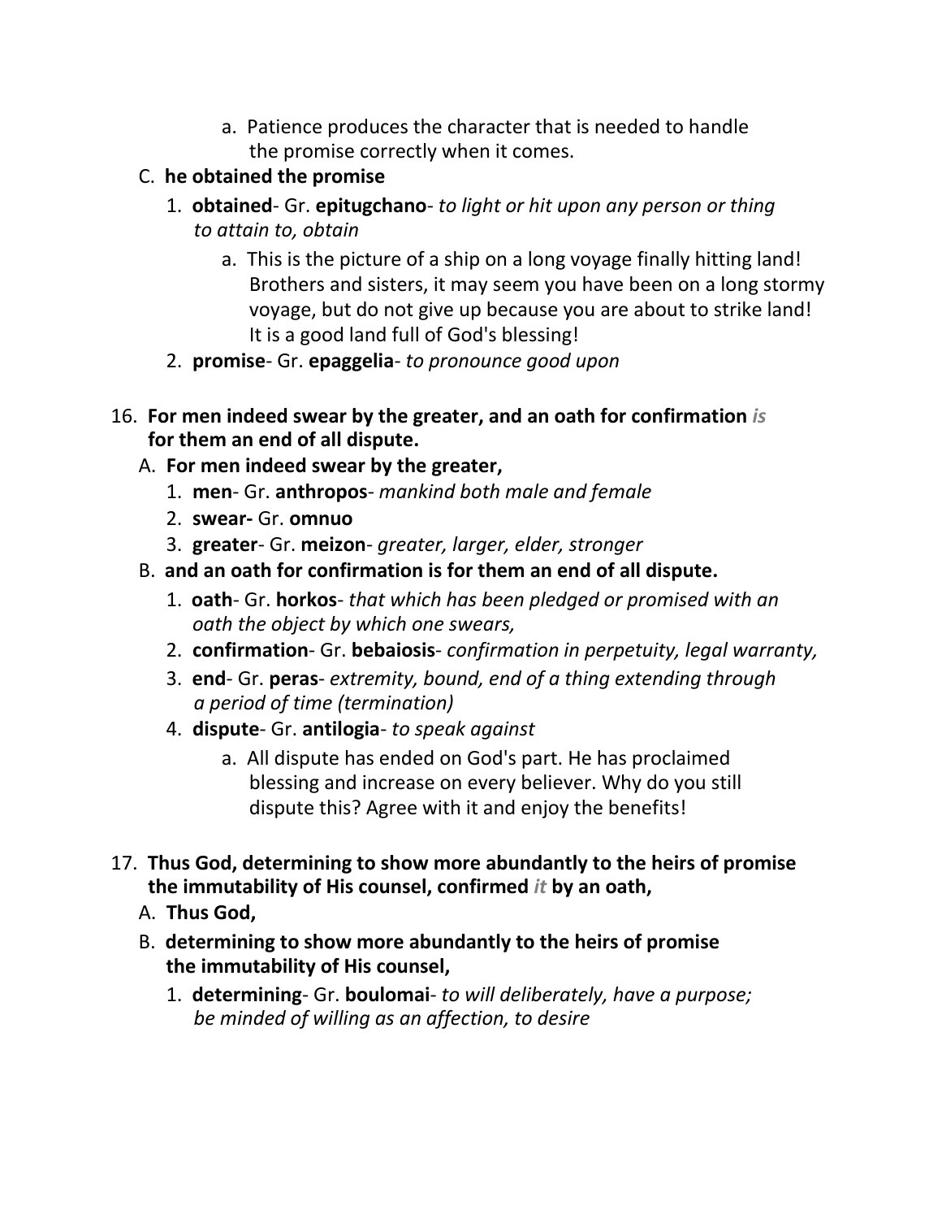a. Patience produces the character that is needed to handle the promise correctly when it comes.

C. **he obtained the promise**

1. **obtained**- Gr. **epitugchano**- *to light or hit upon any person or thing to attain to, obtain*

    a. This is the picture of a ship on a long voyage finally hitting land! Brothers and sisters, it may seem you have been on a long stormy voyage, but do not give up because you are about to strike land! It is a good land full of God's blessing!

2. **promise**- Gr. **epaggelia**- *to pronounce good upon*

16. **For men indeed swear by the greater, and an oath for confirmation *is* for them an end of all dispute.**

A. **For men indeed swear by the greater,**

1. **men**- Gr. **anthropos**- *mankind both male and female*
2. **swear-** Gr. **omnuo**
3. **greater**- Gr. **meizon**- *greater, larger, elder, stronger*

B. **and an oath for confirmation is for them an end of all dispute.**

1. **oath**- Gr. **horkos**- *that which has been pledged or promised with an oath the object by which one swears,*
2. **confirmation**- Gr. **bebaiosis**- *confirmation in perpetuity, legal warranty,*
3. **end**- Gr. **peras**- *extremity, bound, end of a thing extending through a period of time (termination)*
4. **dispute**- Gr. **antilogia**- *to speak against*

    a. All dispute has ended on God's part. He has proclaimed blessing and increase on every believer. Why do you still dispute this? Agree with it and enjoy the benefits!

17. **Thus God, determining to show more abundantly to the heirs of promise the immutability of His counsel, confirmed *it* by an oath,**

A. **Thus God,**

B. **determining to show more abundantly to the heirs of promise the immutability of His counsel,**

1. **determining**- Gr. **boulomai**- *to will deliberately, have a purpose; be minded of willing as an affection, to desire*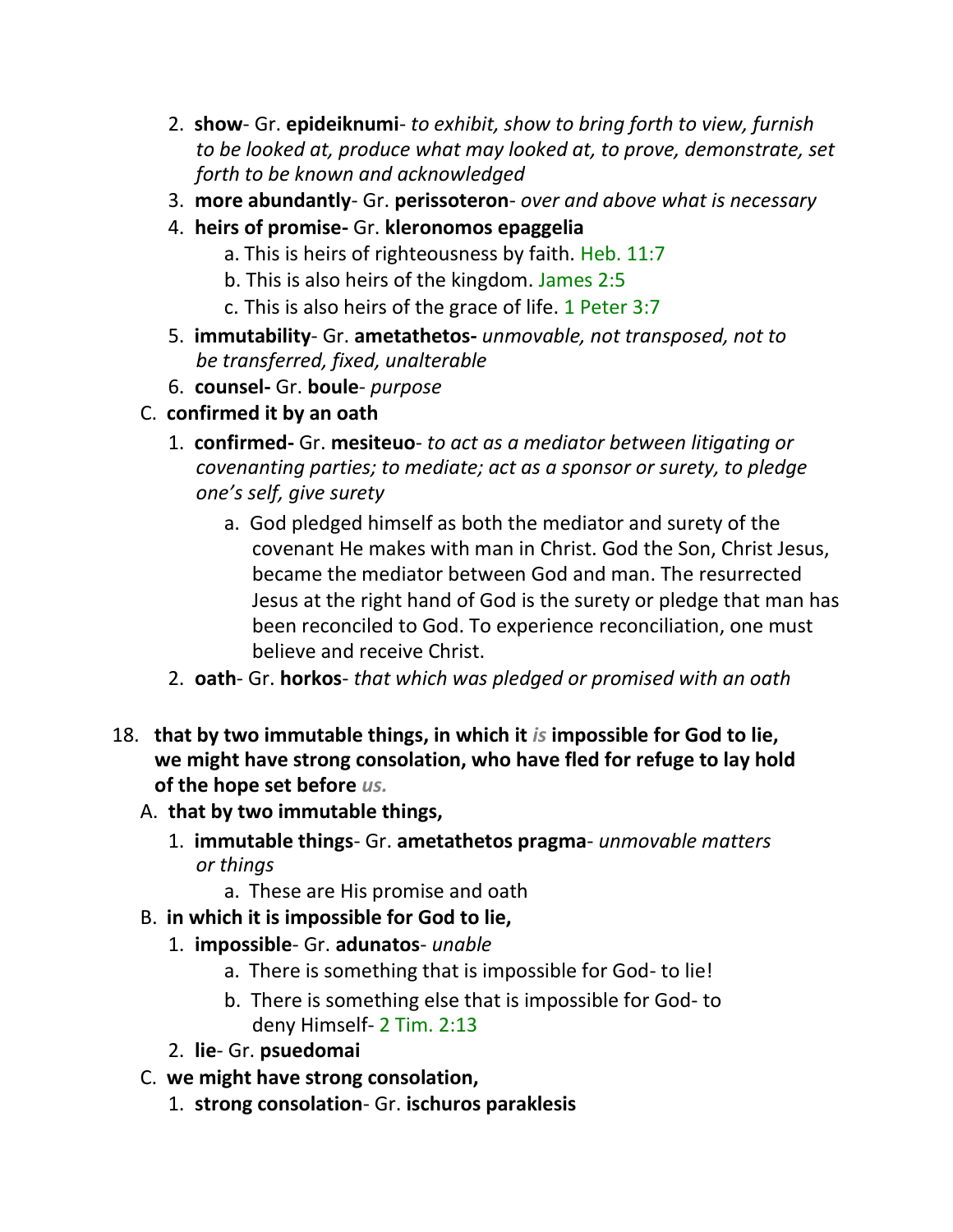2. **show**- Gr. **epideiknumi**- *to exhibit, show to bring forth to view, furnish to be looked at, produce what may looked at, to prove, demonstrate, set forth to be known and acknowledged*
3. **more abundantly**- Gr. **perissoteron**- *over and above what is necessary*
4. **heirs of promise-** Gr. **kleronomos epaggelia**
   a. This is heirs of righteousness by faith. Heb. 11:7
   b. This is also heirs of the kingdom. James 2:5
   c. This is also heirs of the grace of life. 1 Peter 3:7
5. **immutability**- Gr. **ametathetos-** *unmovable, not transposed, not to be transferred, fixed, unalterable*
6. **counsel-** Gr. **boule**- *purpose*

C. **confirmed it by an oath**

1. **confirmed-** Gr. **mesiteuo**- *to act as a mediator between litigating or covenanting parties; to mediate; act as a sponsor or surety, to pledge one's self, give surety*
   a. God pledged himself as both the mediator and surety of the covenant He makes with man in Christ. God the Son, Christ Jesus, became the mediator between God and man. The resurrected Jesus at the right hand of God is the surety or pledge that man has been reconciled to God. To experience reconciliation, one must believe and receive Christ.
2. **oath**- Gr. **horkos**- *that which was pledged or promised with an oath*

18. **that by two immutable things, in which it *is* impossible for God to lie, we might have strong consolation, who have fled for refuge to lay hold of the hope set before *us.***

A. **that by two immutable things,**

1. **immutable things**- Gr. **ametathetos pragma**- *unmovable matters or things*
   a. These are His promise and oath

B. **in which it is impossible for God to lie,**

1. **impossible**- Gr. **adunatos**- *unable*
   a. There is something that is impossible for God- to lie!
   b. There is something else that is impossible for God- to deny Himself- 2 Tim. 2:13
2. **lie**- Gr. **psuedomai**

C. **we might have strong consolation,**

1. **strong consolation**- Gr. **ischuros paraklesis**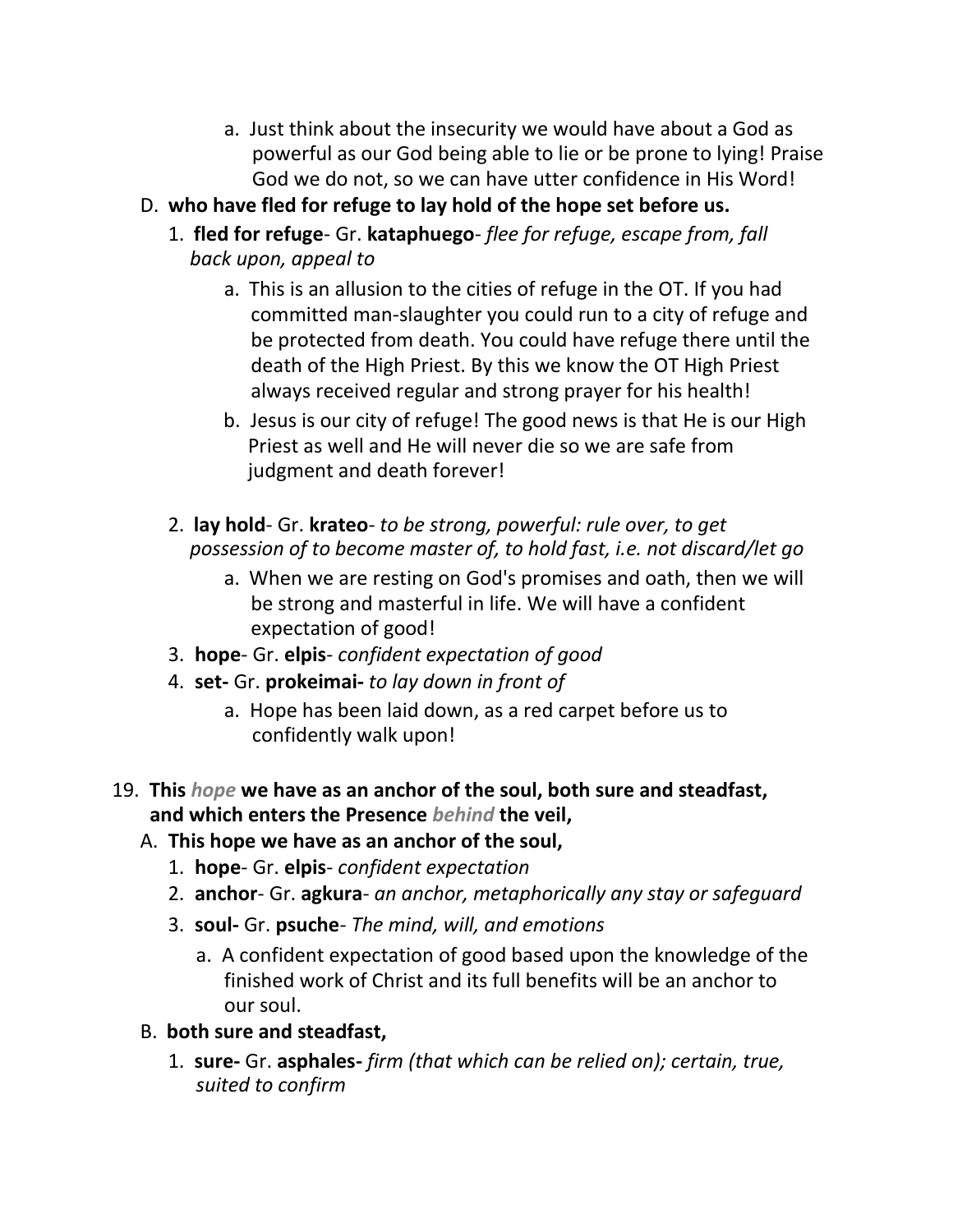a. Just think about the insecurity we would have about a God as powerful as our God being able to lie or be prone to lying! Praise God we do not, so we can have utter confidence in His Word!

D. **who have fled for refuge to lay hold of the hope set before us.**

1. **fled for refuge**- Gr. **kataphuego**- *flee for refuge, escape from, fall back upon, appeal to*

   a. This is an allusion to the cities of refuge in the OT. If you had committed man-slaughter you could run to a city of refuge and be protected from death. You could have refuge there until the death of the High Priest. By this we know the OT High Priest always received regular and strong prayer for his health!

   b. Jesus is our city of refuge! The good news is that He is our High Priest as well and He will never die so we are safe from judgment and death forever!

2. **lay hold**- Gr. **krateo**- *to be strong, powerful: rule over, to get possession of to become master of, to hold fast, i.e. not discard/let go*

   a. When we are resting on God's promises and oath, then we will be strong and masterful in life. We will have a confident expectation of good!

3. **hope**- Gr. **elpis**- *confident expectation of good*

4. **set-** Gr. **prokeimai-** *to lay down in front of*

   a. Hope has been laid down, as a red carpet before us to confidently walk upon!

19. **This *hope* we have as an anchor of the soul, both sure and steadfast, and which enters the Presence *behind* the veil,**

A. **This hope we have as an anchor of the soul,**

1. **hope**- Gr. **elpis**- *confident expectation*

2. **anchor**- Gr. **agkura**- *an anchor, metaphorically any stay or safeguard*

3. **soul-** Gr. **psuche**- *The mind, will, and emotions*

   a. A confident expectation of good based upon the knowledge of the finished work of Christ and its full benefits will be an anchor to our soul.

B. **both sure and steadfast,**

1. **sure-** Gr. **asphales-** *firm (that which can be relied on); certain, true, suited to confirm*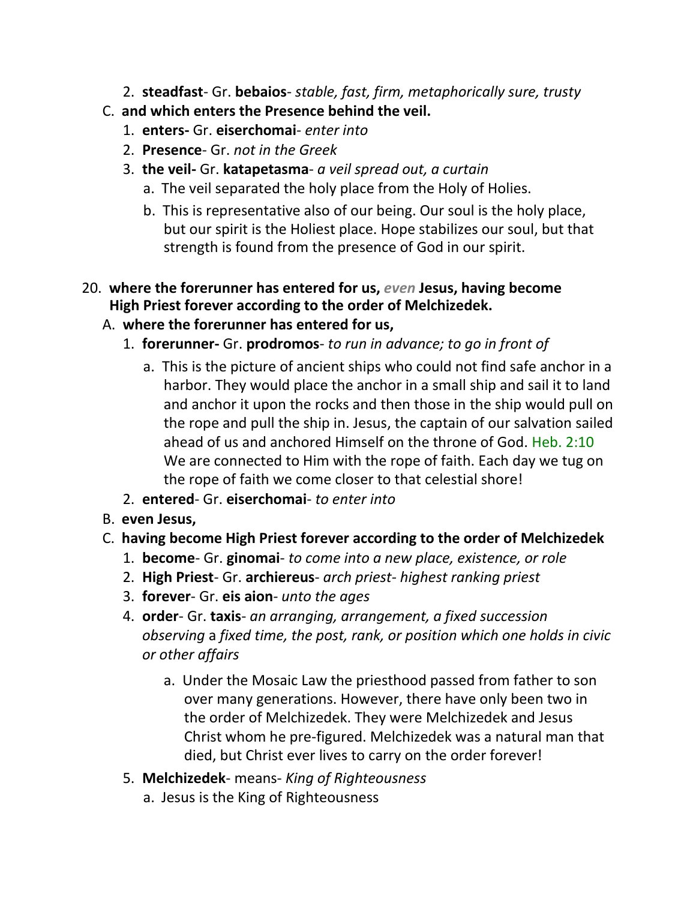2. **steadfast**- Gr. **bebaios**- *stable, fast, firm, metaphorically sure, trusty*

C. **and which enters the Presence behind the veil.**

1. **enters-** Gr. **eiserchomai**- *enter into*
2. **Presence**- Gr. *not in the Greek*
3. **the veil-** Gr. **katapetasma**- *a veil spread out, a curtain*
   a. The veil separated the holy place from the Holy of Holies.
   b. This is representative also of our being. Our soul is the holy place, but our spirit is the Holiest place. Hope stabilizes our soul, but that strength is found from the presence of God in our spirit.

20. **where the forerunner has entered for us,** ***even*** **Jesus, having become High Priest forever according to the order of Melchizedek.**

A. **where the forerunner has entered for us,**

1. **forerunner-** Gr. **prodromos**- *to run in advance; to go in front of*
   a. This is the picture of ancient ships who could not find safe anchor in a harbor. They would place the anchor in a small ship and sail it to land and anchor it upon the rocks and then those in the ship would pull on the rope and pull the ship in. Jesus, the captain of our salvation sailed ahead of us and anchored Himself on the throne of God. Heb. 2:10 We are connected to Him with the rope of faith. Each day we tug on the rope of faith we come closer to that celestial shore!
2. **entered**- Gr. **eiserchomai**- *to enter into*

B. **even Jesus,**

C. **having become High Priest forever according to the order of Melchizedek**

1. **become**- Gr. **ginomai**- *to come into a new place, existence, or role*
2. **High Priest**- Gr. **archiereus**- *arch priest- highest ranking priest*
3. **forever**- Gr. **eis aion**- *unto the ages*
4. **order**- Gr. **taxis**- *an arranging, arrangement, a fixed succession observing* a *fixed time, the post, rank, or position which one holds in civic or other affairs*
   a. Under the Mosaic Law the priesthood passed from father to son over many generations. However, there have only been two in the order of Melchizedek. They were Melchizedek and Jesus Christ whom he pre-figured. Melchizedek was a natural man that died, but Christ ever lives to carry on the order forever!
5. **Melchizedek**- means- *King of Righteousness*
   a. Jesus is the King of Righteousness